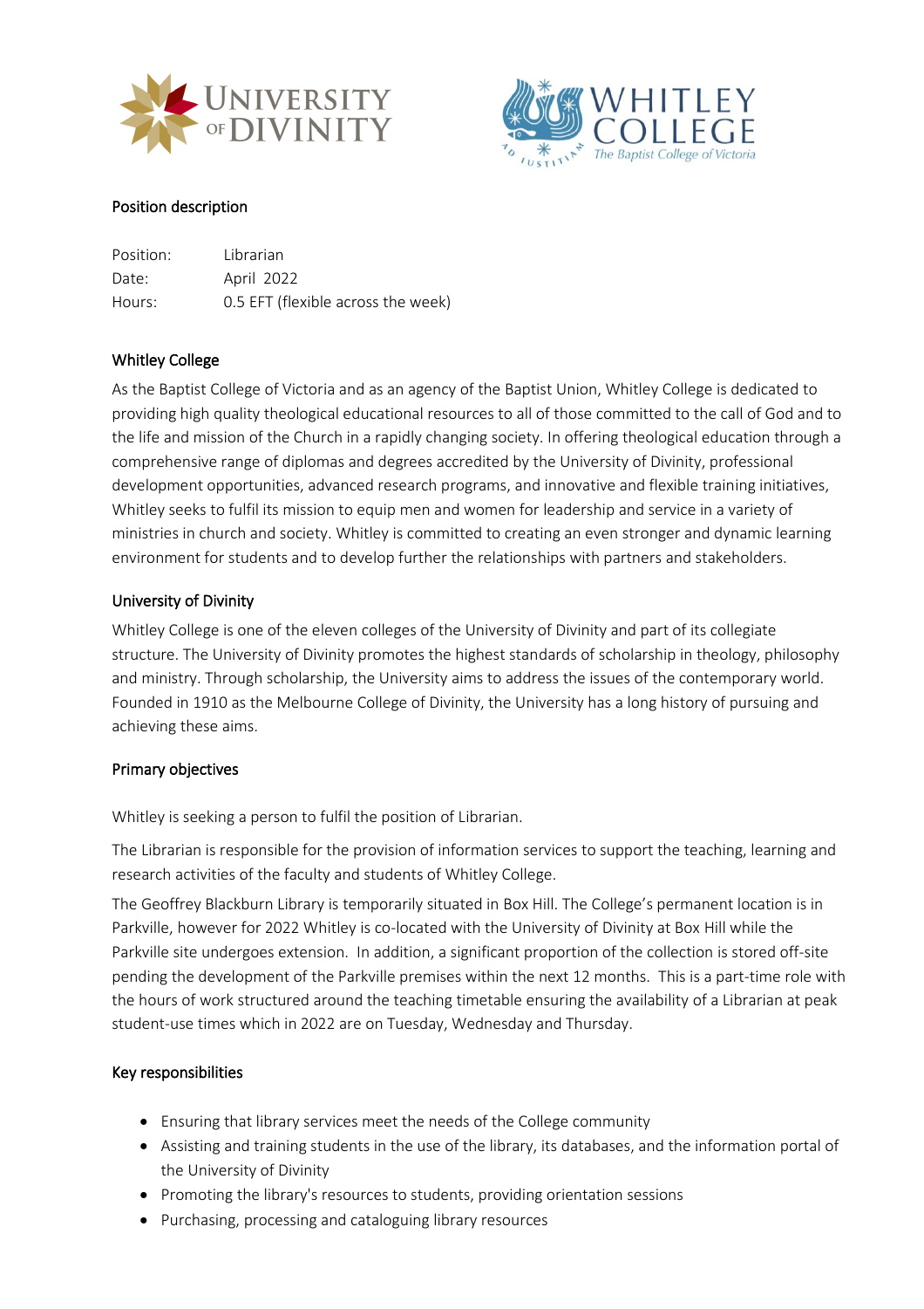Position description

| Position: | Librarian |
|---|---|
| Date: | April 2022 |
| Hours: | 0.5 EFT (flexible across the week) |

## Whitley College

As the Baptist College of Victoria and as an agency of the Baptist Union, Whitley College is dedicated to providing high quality theological educational resources to all of those committed to the call of God and to the life and mission of the Church in a rapidly changing society. In offering theological education through a comprehensive range of diplomas and degrees accredited by the University of Divinity, professional development opportunities, advanced research programs, and innovative and flexible training initiatives, Whitley seeks to fulfil its mission to equip men and women for leadership and service in a variety of ministries in church and society. Whitley is committed to creating an even stronger and dynamic learning environment for students and to develop further the relationships with partners and stakeholders.

## University of Divinity

Whitley College is one of the eleven colleges of the University of Divinity and part of its collegiate structure. The University of Divinity promotes the highest standards of scholarship in theology, philosophy and ministry. Through scholarship, the University aims to address the issues of the contemporary world. Founded in 1910 as the Melbourne College of Divinity, the University has a long history of pursuing and achieving these aims.

## Primary objectives

Whitley is seeking a person to fulfil the position of Librarian.

The Librarian is responsible for the provision of information services to support the teaching, learning and research activities of the faculty and students of Whitley College.

The Geoffrey Blackburn Library is temporarily situated in Box Hill. The College's permanent location is in Parkville, however for 2022 Whitley is co-located with the University of Divinity at Box Hill while the Parkville site undergoes extension. In addition, a significant proportion of the collection is stored off-site pending the development of the Parkville premises within the next 12 months. This is a part-time role with the hours of work structured around the teaching timetable ensuring the availability of a Librarian at peak student-use times which in 2022 are on Tuesday, Wednesday and Thursday.

## Key responsibilities

- Ensuring that library services meet the needs of the College community
- Assisting and training students in the use of the library, its databases, and the information portal of the University of Divinity
- Promoting the library's resources to students, providing orientation sessions
- Purchasing, processing and cataloguing library resources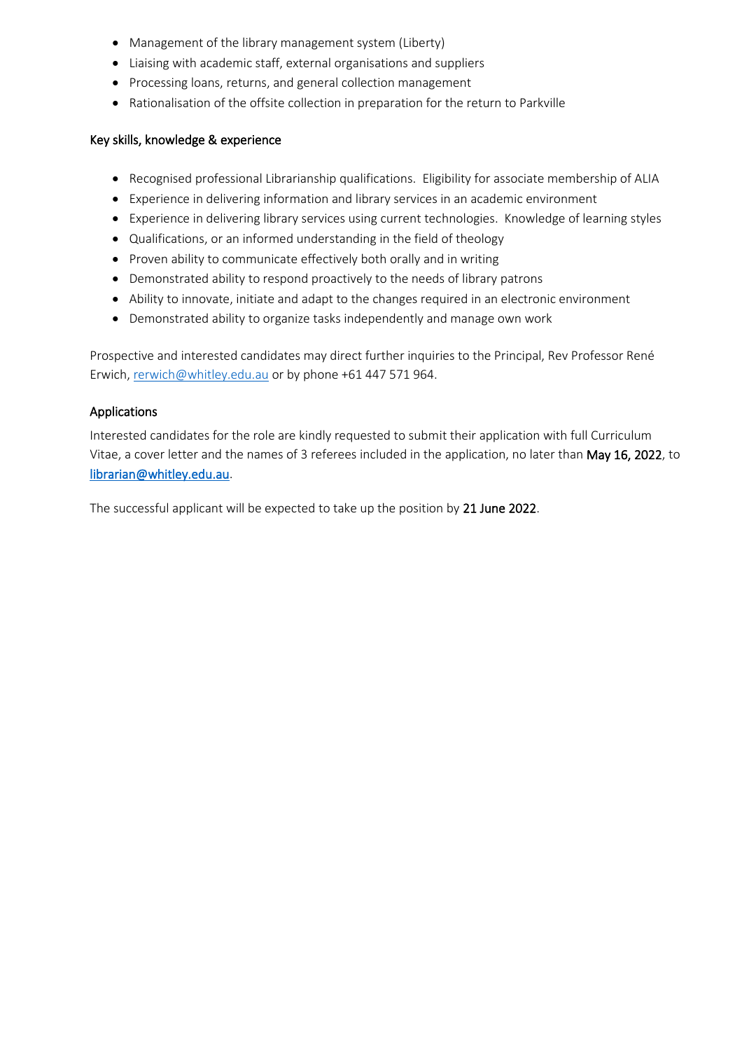- Management of the library management system (Liberty)
- Liaising with academic staff, external organisations and suppliers
- Processing loans, returns, and general collection management
- Rationalisation of the offsite collection in preparation for the return to Parkville

### Key skills, knowledge & experience

- Recognised professional Librarianship qualifications. Eligibility for associate membership of ALIA
- Experience in delivering information and library services in an academic environment
- Experience in delivering library services using current technologies. Knowledge of learning styles
- Qualifications, or an informed understanding in the field of theology
- Proven ability to communicate effectively both orally and in writing
- Demonstrated ability to respond proactively to the needs of library patrons
- Ability to innovate, initiate and adapt to the changes required in an electronic environment
- Demonstrated ability to organize tasks independently and manage own work

Prospective and interested candidates may direct further inquiries to the Principal, Rev Professor René Erwich, rerwich@whitley.edu.au or by phone +61 447 571 964.

### Applications

Interested candidates for the role are kindly requested to submit their application with full Curriculum Vitae, a cover letter and the names of 3 referees included in the application, no later than **May 16, 2022**, to **librarian@whitley.edu.au**.

The successful applicant will be expected to take up the position by **21 June 2022**.